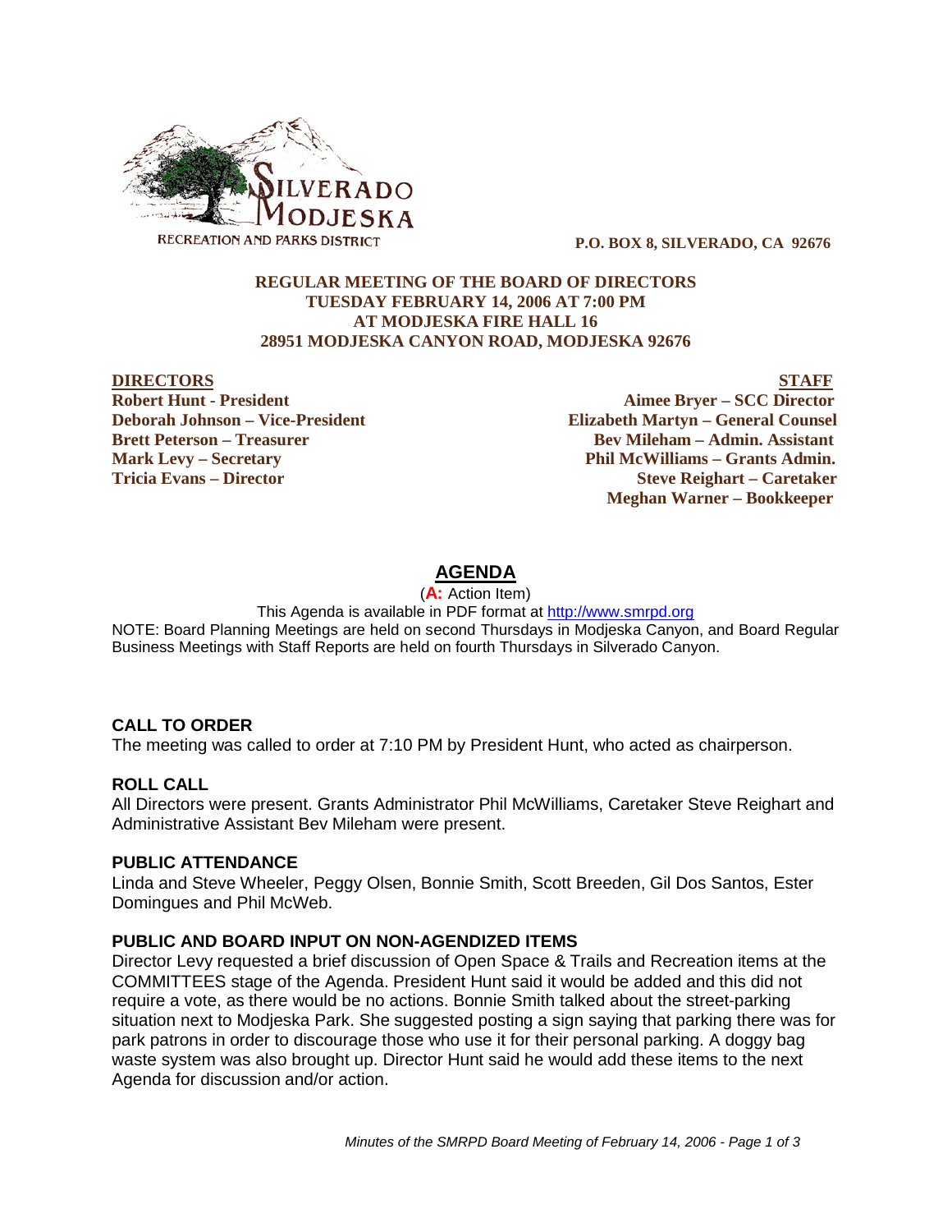**P.O. BOX 8, SILVERADO, CA 92676**

**REGULAR MEETING OF THE BOARD OF DIRECTORS**
**TUESDAY FEBRUARY 14, 2006 AT 7:00 PM**
**AT MODJESKA FIRE HALL 16**
**28951 MODJESKA CANYON ROAD, MODJESKA 92676**

| **DIRECTORS** | **STAFF** |
|---|---|
| **Robert Hunt - President** | **Aimee Bryer – SCC Director** |
| **Deborah Johnson – Vice-President** | **Elizabeth Martyn – General Counsel** |
| **Brett Peterson – Treasurer** | **Bev Mileham – Admin. Assistant** |
| **Mark Levy – Secretary** | **Phil McWilliams – Grants Admin.** |
| **Tricia Evans – Director** | **Steve Reighart – Caretaker** |
| | **Meghan Warner – Bookkeeper** |

# AGENDA

(**A:** Action Item)

This Agenda is available in PDF format at http://www.smrpd.org

NOTE: Board Planning Meetings are held on second Thursdays in Modjeska Canyon, and Board Regular Business Meetings with Staff Reports are held on fourth Thursdays in Silverado Canyon.

### CALL TO ORDER

The meeting was called to order at 7:10 PM by President Hunt, who acted as chairperson.

### ROLL CALL

All Directors were present. Grants Administrator Phil McWilliams, Caretaker Steve Reighart and Administrative Assistant Bev Mileham were present.

### PUBLIC ATTENDANCE

Linda and Steve Wheeler, Peggy Olsen, Bonnie Smith, Scott Breeden, Gil Dos Santos, Ester Domingues and Phil McWeb.

### PUBLIC AND BOARD INPUT ON NON-AGENDIZED ITEMS

Director Levy requested a brief discussion of Open Space & Trails and Recreation items at the COMMITTEES stage of the Agenda. President Hunt said it would be added and this did not require a vote, as there would be no actions. Bonnie Smith talked about the street-parking situation next to Modjeska Park. She suggested posting a sign saying that parking there was for park patrons in order to discourage those who use it for their personal parking. A doggy bag waste system was also brought up. Director Hunt said he would add these items to the next Agenda for discussion and/or action.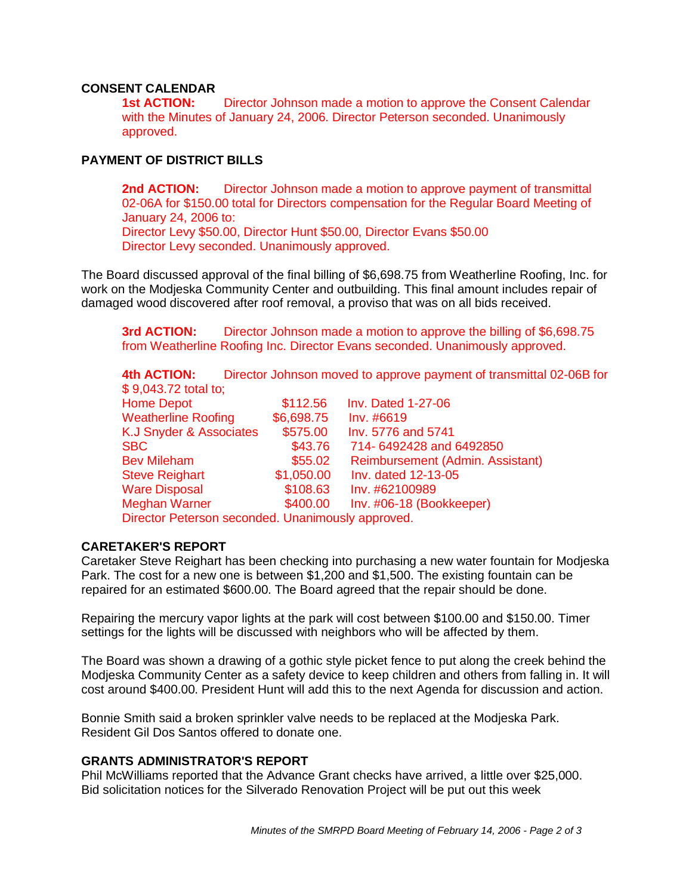## CONSENT CALENDAR

**1st ACTION:** Director Johnson made a motion to approve the Consent Calendar with the Minutes of January 24, 2006. Director Peterson seconded. Unanimously approved.

## PAYMENT OF DISTRICT BILLS

**2nd ACTION:** Director Johnson made a motion to approve payment of transmittal 02-06A for $150.00 total for Directors compensation for the Regular Board Meeting of January 24, 2006 to:
Director Levy $50.00, Director Hunt $50.00, Director Evans $50.00
Director Levy seconded. Unanimously approved.

The Board discussed approval of the final billing of $6,698.75 from Weatherline Roofing, Inc. for work on the Modjeska Community Center and outbuilding. This final amount includes repair of damaged wood discovered after roof removal, a proviso that was on all bids received.

**3rd ACTION:** Director Johnson made a motion to approve the billing of $6,698.75 from Weatherline Roofing Inc. Director Evans seconded. Unanimously approved.

**4th ACTION:** Director Johnson moved to approve payment of transmittal 02-06B for $ 9,043.72 total to;

| | | |
|---|---|---|
| Home Depot | $112.56 | Inv. Dated 1-27-06 |
| Weatherline Roofing | $6,698.75 | Inv. #6619 |
| K.J Snyder & Associates | $575.00 | Inv. 5776 and 5741 |
| SBC | $43.76 | 714- 6492428 and 6492850 |
| Bev Mileham | $55.02 | Reimbursement (Admin. Assistant) |
| Steve Reighart | $1,050.00 | Inv. dated 12-13-05 |
| Ware Disposal | $108.63 | Inv. #62100989 |
| Meghan Warner | $400.00 | Inv. #06-18 (Bookkeeper) |

Director Peterson seconded. Unanimously approved.

## CARETAKER'S REPORT

Caretaker Steve Reighart has been checking into purchasing a new water fountain for Modjeska Park. The cost for a new one is between $1,200 and $1,500. The existing fountain can be repaired for an estimated $600.00. The Board agreed that the repair should be done.

Repairing the mercury vapor lights at the park will cost between $100.00 and $150.00. Timer settings for the lights will be discussed with neighbors who will be affected by them.

The Board was shown a drawing of a gothic style picket fence to put along the creek behind the Modjeska Community Center as a safety device to keep children and others from falling in. It will cost around $400.00. President Hunt will add this to the next Agenda for discussion and action.

Bonnie Smith said a broken sprinkler valve needs to be replaced at the Modjeska Park. Resident Gil Dos Santos offered to donate one.

## GRANTS ADMINISTRATOR'S REPORT

Phil McWilliams reported that the Advance Grant checks have arrived, a little over $25,000. Bid solicitation notices for the Silverado Renovation Project will be put out this week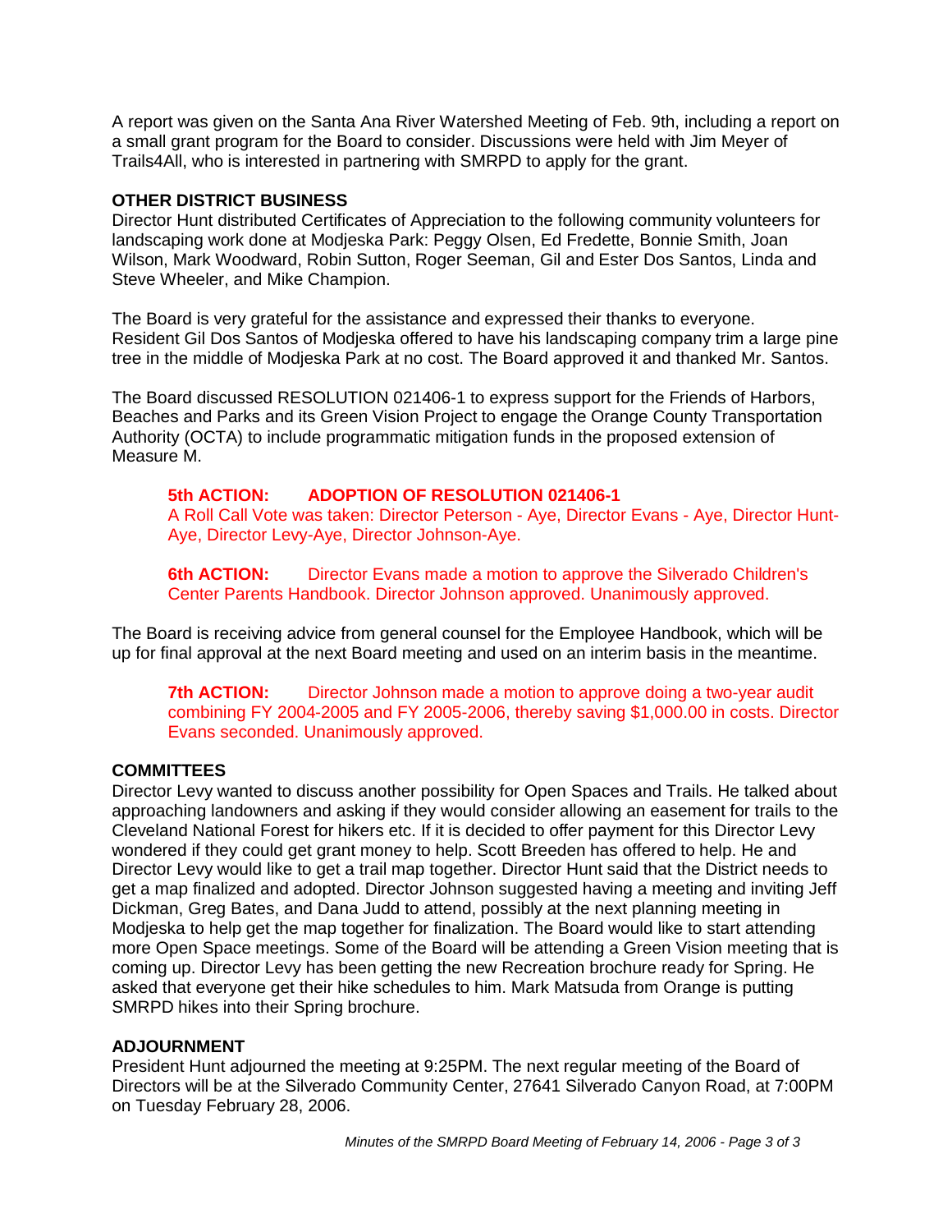A report was given on the Santa Ana River Watershed Meeting of Feb. 9th, including a report on a small grant program for the Board to consider. Discussions were held with Jim Meyer of Trails4All, who is interested in partnering with SMRPD to apply for the grant.

**OTHER DISTRICT BUSINESS**

Director Hunt distributed Certificates of Appreciation to the following community volunteers for landscaping work done at Modjeska Park: Peggy Olsen, Ed Fredette, Bonnie Smith, Joan Wilson, Mark Woodward, Robin Sutton, Roger Seeman, Gil and Ester Dos Santos, Linda and Steve Wheeler, and Mike Champion.

The Board is very grateful for the assistance and expressed their thanks to everyone. Resident Gil Dos Santos of Modjeska offered to have his landscaping company trim a large pine tree in the middle of Modjeska Park at no cost. The Board approved it and thanked Mr. Santos.

The Board discussed RESOLUTION 021406-1 to express support for the Friends of Harbors, Beaches and Parks and its Green Vision Project to engage the Orange County Transportation Authority (OCTA) to include programmatic mitigation funds in the proposed extension of Measure M.

> **5th ACTION: ADOPTION OF RESOLUTION 021406-1**
> A Roll Call Vote was taken: Director Peterson - Aye, Director Evans - Aye, Director Hunt-Aye, Director Levy-Aye, Director Johnson-Aye.
>
> **6th ACTION:** Director Evans made a motion to approve the Silverado Children's Center Parents Handbook. Director Johnson approved. Unanimously approved.

The Board is receiving advice from general counsel for the Employee Handbook, which will be up for final approval at the next Board meeting and used on an interim basis in the meantime.

> **7th ACTION:** Director Johnson made a motion to approve doing a two-year audit combining FY 2004-2005 and FY 2005-2006, thereby saving $1,000.00 in costs. Director Evans seconded. Unanimously approved.

**COMMITTEES**

Director Levy wanted to discuss another possibility for Open Spaces and Trails. He talked about approaching landowners and asking if they would consider allowing an easement for trails to the Cleveland National Forest for hikers etc. If it is decided to offer payment for this Director Levy wondered if they could get grant money to help. Scott Breeden has offered to help. He and Director Levy would like to get a trail map together. Director Hunt said that the District needs to get a map finalized and adopted. Director Johnson suggested having a meeting and inviting Jeff Dickman, Greg Bates, and Dana Judd to attend, possibly at the next planning meeting in Modjeska to help get the map together for finalization. The Board would like to start attending more Open Space meetings. Some of the Board will be attending a Green Vision meeting that is coming up. Director Levy has been getting the new Recreation brochure ready for Spring. He asked that everyone get their hike schedules to him. Mark Matsuda from Orange is putting SMRPD hikes into their Spring brochure.

**ADJOURNMENT**

President Hunt adjourned the meeting at 9:25PM. The next regular meeting of the Board of Directors will be at the Silverado Community Center, 27641 Silverado Canyon Road, at 7:00PM on Tuesday February 28, 2006.